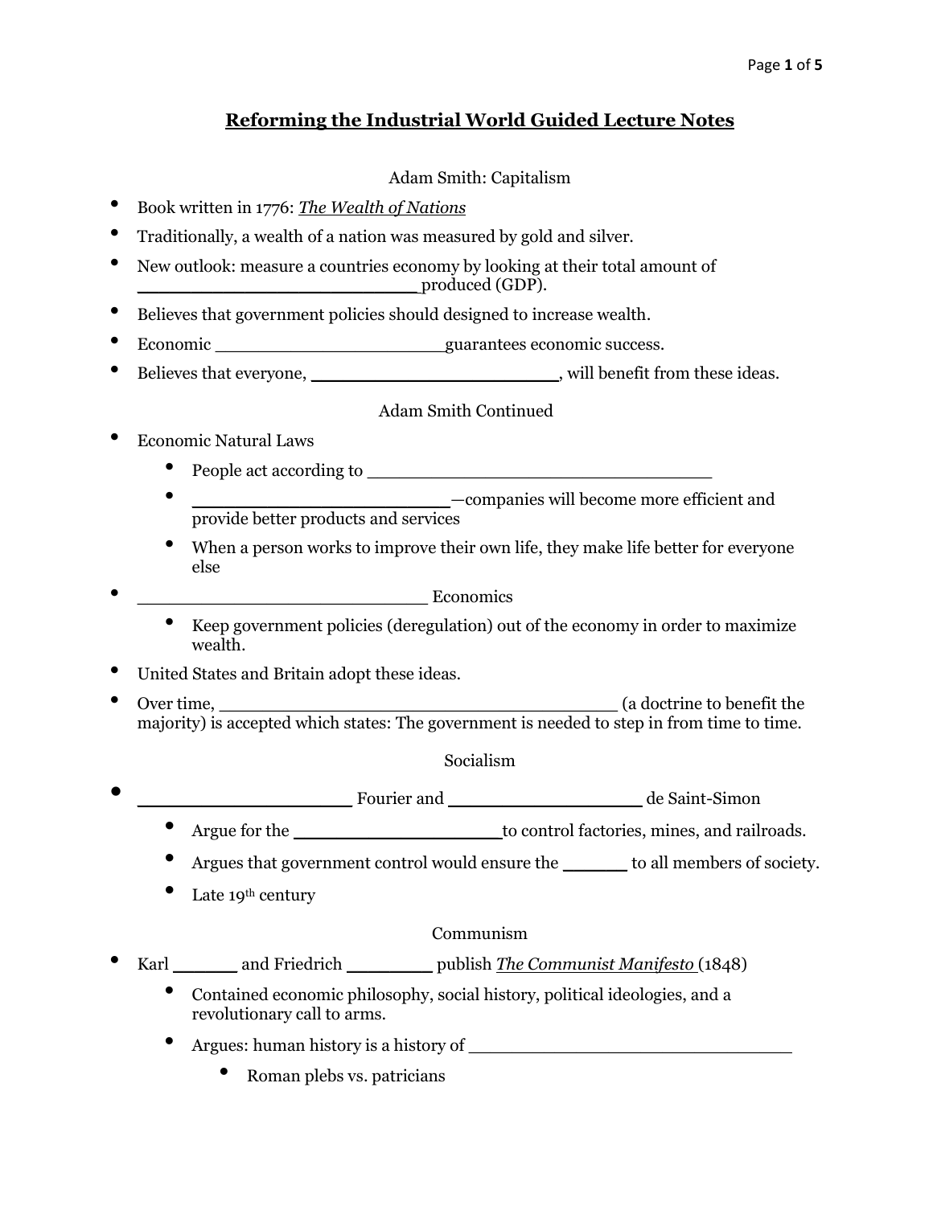# Reforming the Industrial World Guided Lecture Notes

## Adam Smith: Capitalism

- Book written in 1776: *The Wealth of Nations*
- Traditionally, a wealth of a nation was measured by gold and silver.
- New outlook: measure a countries economy by looking at their total amount of __________________________produced (GDP).
- Believes that government policies should designed to increase wealth.
- Economic ______________________guarantees economic success.
- Believes that everyone, _______________________, will benefit from these ideas.

## Adam Smith Continued

- Economic Natural Laws
  - People act according to _________________________________
  - _________________________—companies will become more efficient and provide better products and services
  - When a person works to improve their own life, they make life better for everyone else
- ____________________________ Economics
  - Keep government policies (deregulation) out of the economy in order to maximize wealth.
- United States and Britain adopt these ideas.
- Over time, _______________________________________ (a doctrine to benefit the majority) is accepted which states: The government is needed to step in from time to time.

## Socialism

- _____________________ Fourier and ___________________ de Saint-Simon
  - Argue for the ____________________to control factories, mines, and railroads.
  - Argues that government control would ensure the ______ to all members of society.
  - Late 19th century

## Communism

- Karl ______ and Friedrich ________ publish *The Communist Manifesto* (1848)
  - Contained economic philosophy, social history, political ideologies, and a revolutionary call to arms.
  - Argues: human history is a history of _______________________________
    - Roman plebs vs. patricians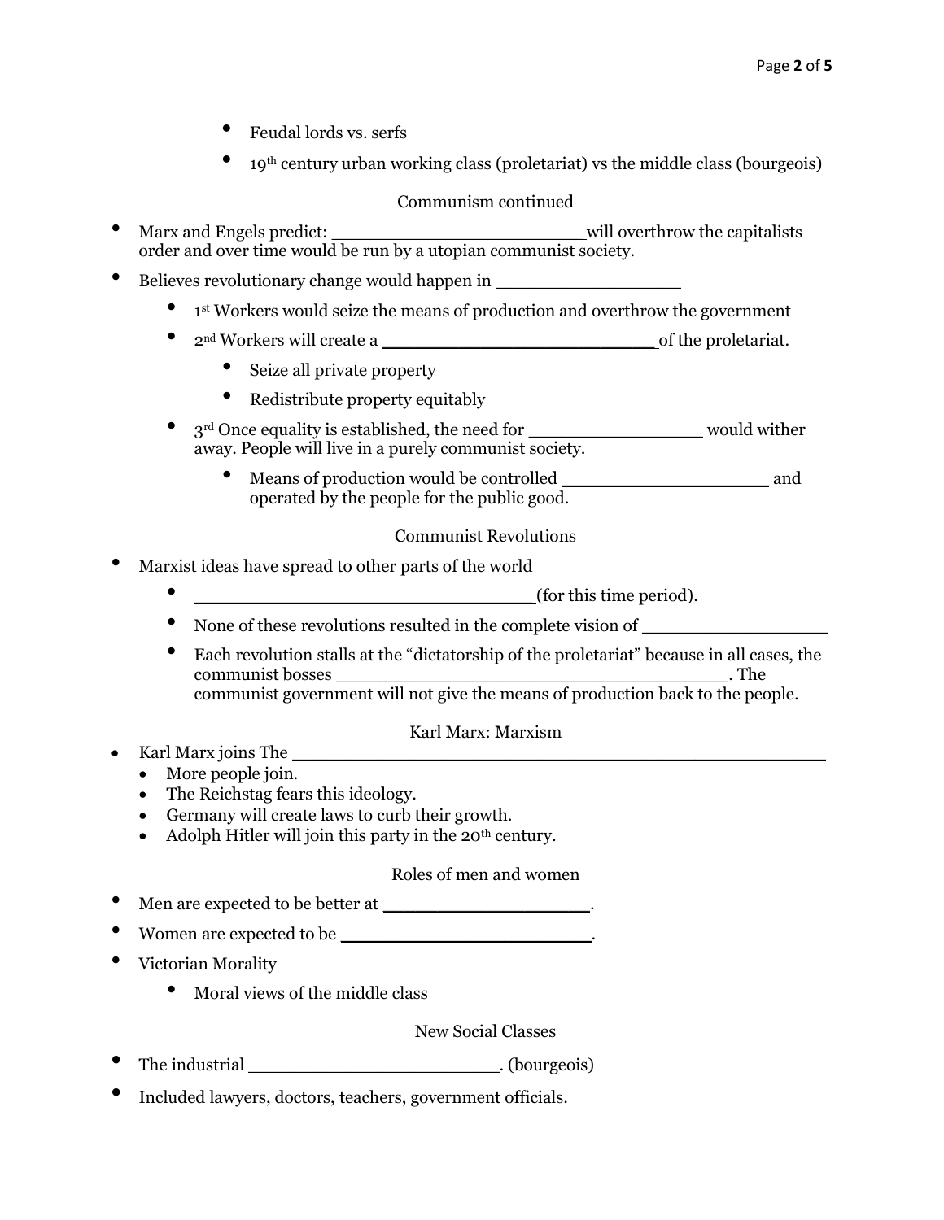- Feudal lords vs. serfs
- 19th century urban working class (proletariat) vs the middle class (bourgeois)

## Communism continued

- Marx and Engels predict: ______________________will overthrow the capitalists order and over time would be run by a utopian communist society.
- Believes revolutionary change would happen in ________________
  - 1st Workers would seize the means of production and overthrow the government
  - 2nd Workers will create a ________________________of the proletariat.
    - Seize all private property
    - Redistribute property equitably
  - 3rd Once equality is established, the need for _______________ would wither away. People will live in a purely communist society.
    - Means of production would be controlled __________________ and operated by the people for the public good.

## Communist Revolutions

- Marxist ideas have spread to other parts of the world
  - ______________________________(for this time period).
  - None of these revolutions resulted in the complete vision of ________________
  - Each revolution stalls at the "dictatorship of the proletariat" because in all cases, the communist bosses __________________________________. The communist government will not give the means of production back to the people.

## Karl Marx: Marxism

- Karl Marx joins The ______________________________________________
  - More people join.
  - The Reichstag fears this ideology.
  - Germany will create laws to curb their growth.
  - Adolph Hitler will join this party in the 20th century.

## Roles of men and women

- Men are expected to be better at __________________.
- Women are expected to be ______________________.
- Victorian Morality
  - Moral views of the middle class

## New Social Classes

- The industrial ______________________. (bourgeois)
- Included lawyers, doctors, teachers, government officials.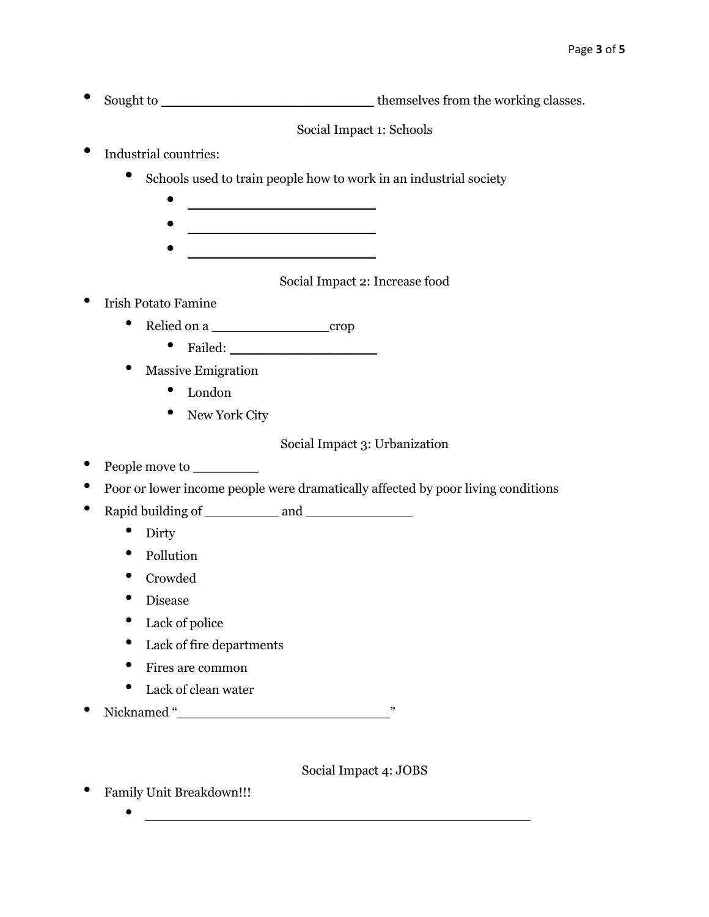- Sought to ________________________ themselves from the working classes.

Social Impact 1: Schools

- Industrial countries:
  - Schools used to train people how to work in an industrial society
    - ______________________
    - ______________________
    - ______________________

Social Impact 2: Increase food

- Irish Potato Famine
  - Relied on a _____________crop
    - Failed: ________________
  - Massive Emigration
    - London
    - New York City

Social Impact 3: Urbanization

- People move to _______
- Poor or lower income people were dramatically affected by poor living conditions
- Rapid building of ________ and ____________
  - Dirty
  - Pollution
  - Crowded
  - Disease
  - Lack of police
  - Lack of fire departments
  - Fires are common
  - Lack of clean water
- Nicknamed "________________________"

Social Impact 4: JOBS

- Family Unit Breakdown!!!
  - ____________________________________________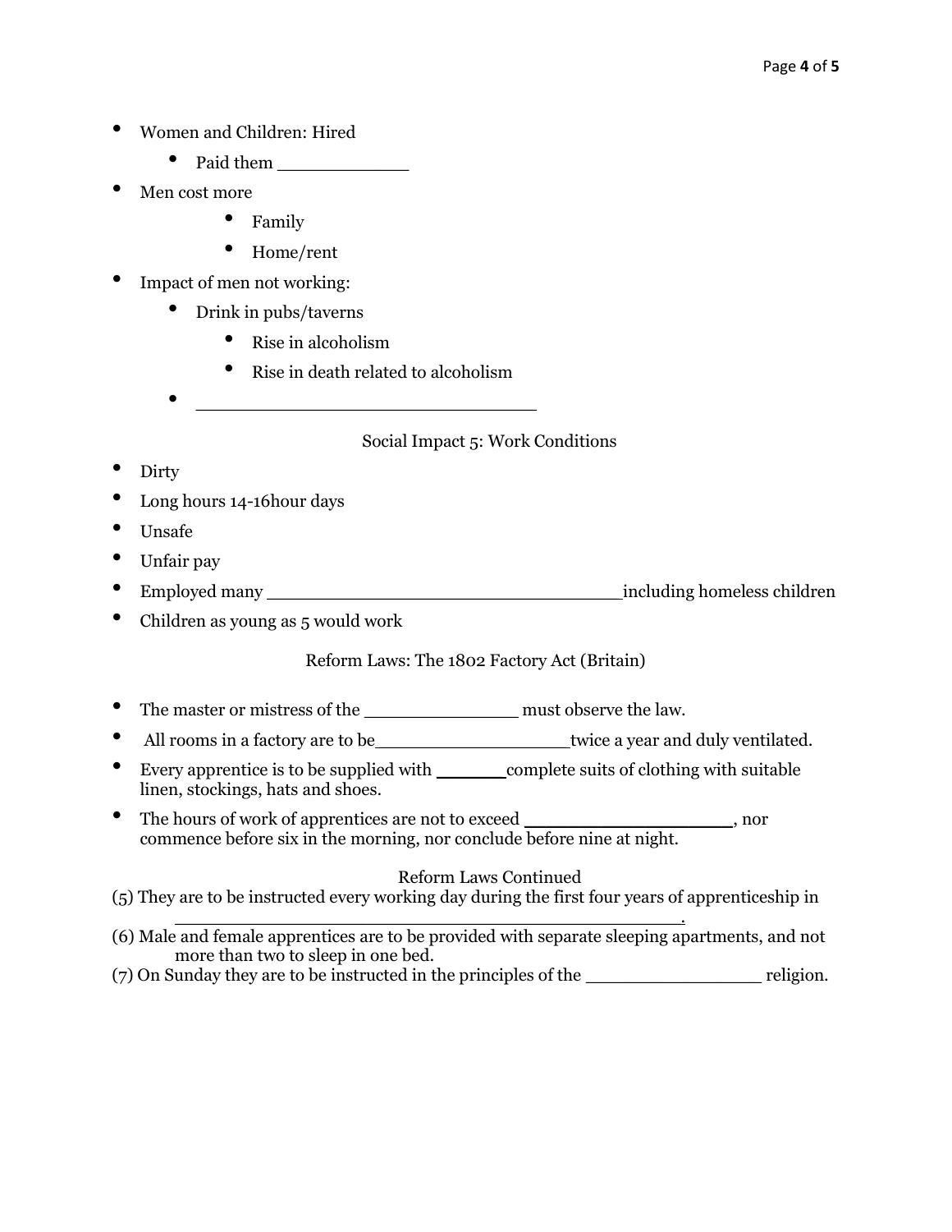- Women and Children: Hired
  - Paid them ____________
- Men cost more
  - Family
  - Home/rent
- Impact of men not working:
  - Drink in pubs/taverns
    - Rise in alcoholism
    - Rise in death related to alcoholism
  - ________________________________

Social Impact 5: Work Conditions

- Dirty
- Long hours 14-16hour days
- Unsafe
- Unfair pay
- Employed many _________________________________including homeless children
- Children as young as 5 would work

Reform Laws: The 1802 Factory Act (Britain)

- The master or mistress of the ______________ must observe the law.
- All rooms in a factory are to be__________________twice a year and duly ventilated.
- Every apprentice is to be supplied with _______complete suits of clothing with suitable linen, stockings, hats and shoes.
- The hours of work of apprentices are not to exceed ___________________, nor commence before six in the morning, nor conclude before nine at night.

Reform Laws Continued

(5) They are to be instructed every working day during the first four years of apprenticeship in ________________________________________________.

(6) Male and female apprentices are to be provided with separate sleeping apartments, and not more than two to sleep in one bed.

(7) On Sunday they are to be instructed in the principles of the ________________ religion.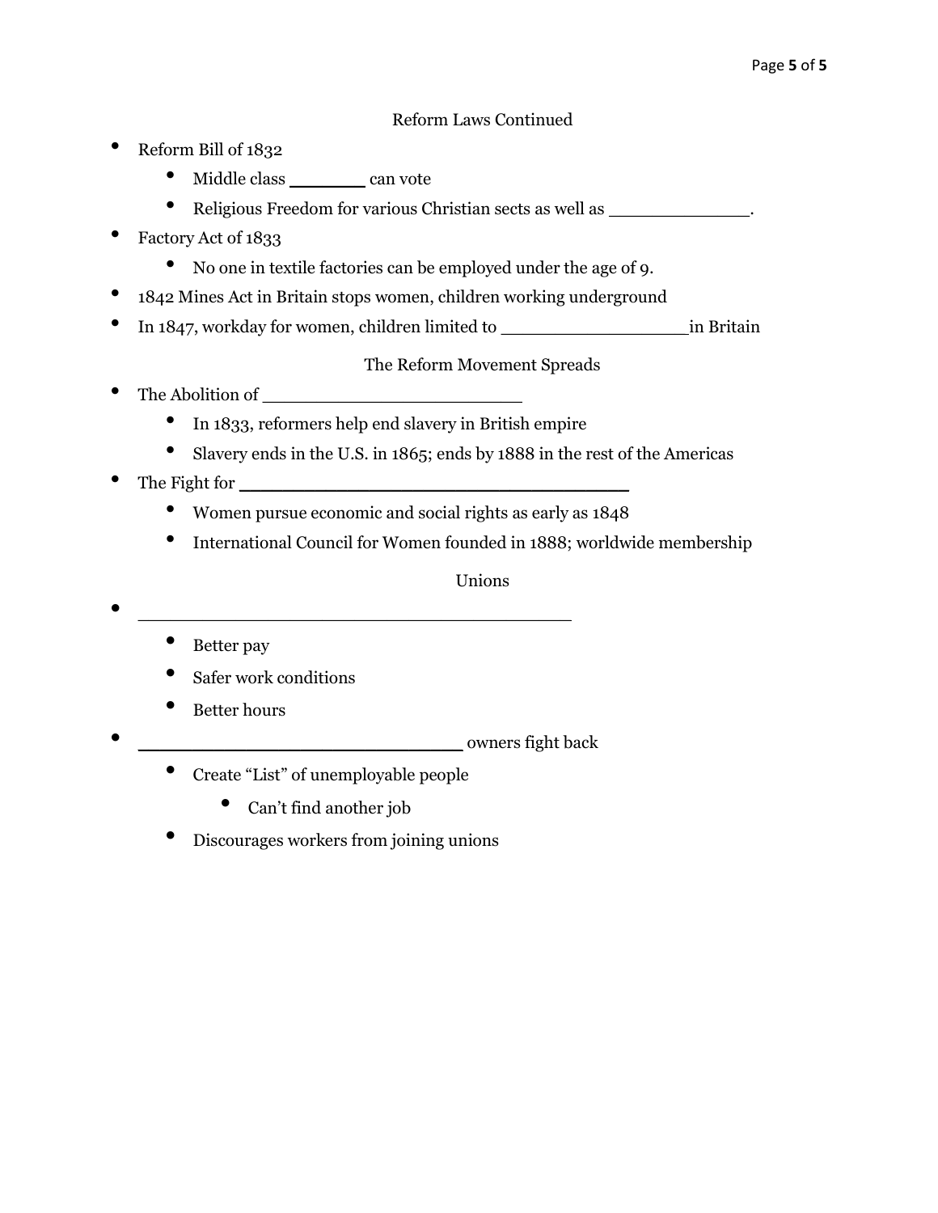## Reform Laws Continued

- Reform Bill of 1832
  - Middle class _______ can vote
  - Religious Freedom for various Christian sects as well as _____________.
- Factory Act of 1833
  - No one in textile factories can be employed under the age of 9.
- 1842 Mines Act in Britain stops women, children working underground
- In 1847, workday for women, children limited to _________________in Britain

## The Reform Movement Spreads

- The Abolition of _______________________
  - In 1833, reformers help end slavery in British empire
  - Slavery ends in the U.S. in 1865; ends by 1888 in the rest of the Americas
- The Fight for ___________________________________
  - Women pursue economic and social rights as early as 1848
  - International Council for Women founded in 1888; worldwide membership

## Unions

- _______________________________________
  - Better pay
  - Safer work conditions
  - Better hours
- _____________________________ owners fight back
  - Create "List" of unemployable people
    - Can't find another job
  - Discourages workers from joining unions